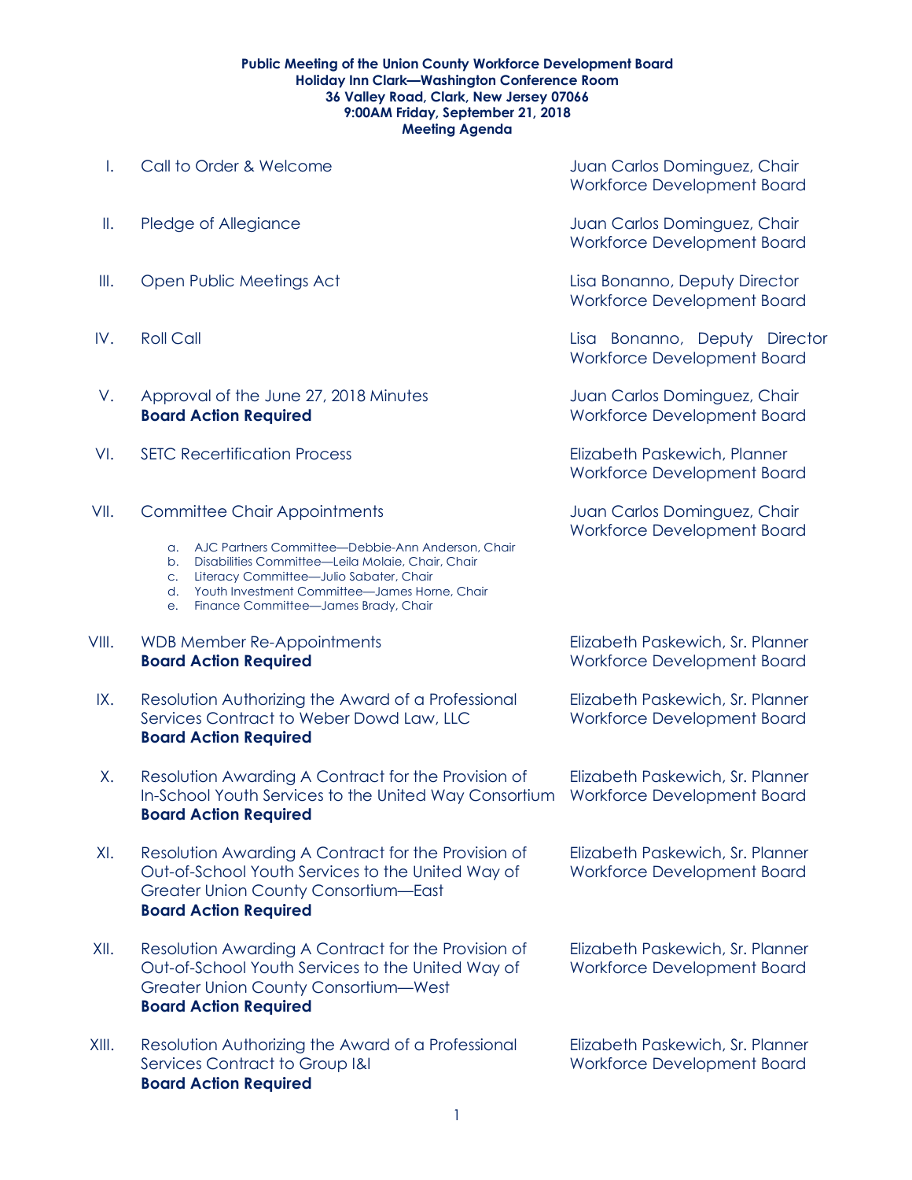**Public Meeting of the Union County Workforce Development Board**
**Holiday Inn Clark—Washington Conference Room**
**36 Valley Road, Clark, New Jersey 07066**
**9:00AM Friday, September 21, 2018**
**Meeting Agenda**

| | | |
|---|---|---|
| I. | Call to Order & Welcome | Juan Carlos Dominguez, Chair<br>Workforce Development Board |
| II. | Pledge of Allegiance | Juan Carlos Dominguez, Chair<br>Workforce Development Board |
| III. | Open Public Meetings Act | Lisa Bonanno, Deputy Director<br>Workforce Development Board |
| IV. | Roll Call | Lisa Bonanno, Deputy Director<br>Workforce Development Board |
| V. | Approval of the June 27, 2018 Minutes<br>**Board Action Required** | Juan Carlos Dominguez, Chair<br>Workforce Development Board |
| VI. | SETC Recertification Process | Elizabeth Paskewich, Planner<br>Workforce Development Board |
| VII. | Committee Chair Appointments<br>a. AJC Partners Committee—Debbie-Ann Anderson, Chair<br>b. Disabilities Committee—Leila Molaie, Chair, Chair<br>c. Literacy Committee—Julio Sabater, Chair<br>d. Youth Investment Committee—James Horne, Chair<br>e. Finance Committee—James Brady, Chair | Juan Carlos Dominguez, Chair<br>Workforce Development Board |
| VIII. | WDB Member Re-Appointments<br>**Board Action Required** | Elizabeth Paskewich, Sr. Planner<br>Workforce Development Board |
| IX. | Resolution Authorizing the Award of a Professional Services Contract to Weber Dowd Law, LLC<br>**Board Action Required** | Elizabeth Paskewich, Sr. Planner<br>Workforce Development Board |
| X. | Resolution Awarding A Contract for the Provision of In-School Youth Services to the United Way Consortium<br>**Board Action Required** | Elizabeth Paskewich, Sr. Planner<br>Workforce Development Board |
| XI. | Resolution Awarding A Contract for the Provision of Out-of-School Youth Services to the United Way of Greater Union County Consortium—East<br>**Board Action Required** | Elizabeth Paskewich, Sr. Planner<br>Workforce Development Board |
| XII. | Resolution Awarding A Contract for the Provision of Out-of-School Youth Services to the United Way of Greater Union County Consortium—West<br>**Board Action Required** | Elizabeth Paskewich, Sr. Planner<br>Workforce Development Board |
| XIII. | Resolution Authorizing the Award of a Professional Services Contract to Group I&I<br>**Board Action Required** | Elizabeth Paskewich, Sr. Planner<br>Workforce Development Board |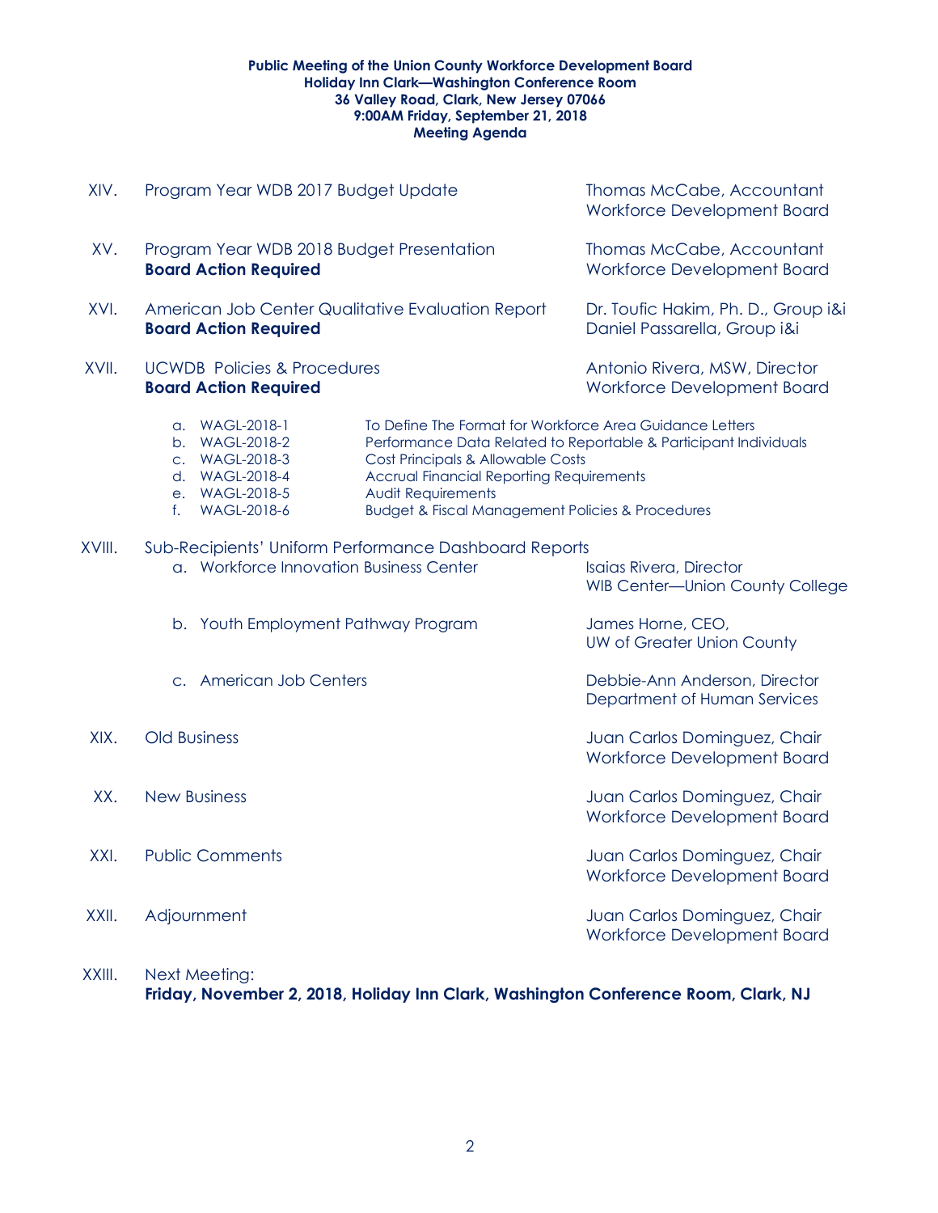**Public Meeting of the Union County Workforce Development Board**
**Holiday Inn Clark—Washington Conference Room**
**36 Valley Road, Clark, New Jersey 07066**
**9:00AM Friday, September 21, 2018**
**Meeting Agenda**

XIV. Program Year WDB 2017 Budget Update — Thomas McCabe, Accountant, Workforce Development Board

XV. Program Year WDB 2018 Budget Presentation — Thomas McCabe, Accountant, Workforce Development Board
**Board Action Required**

XVI. American Job Center Qualitative Evaluation Report — Dr. Toufic Hakim, Ph. D., Group i&i; Daniel Passarella, Group i&i
**Board Action Required**

XVII. UCWDB Policies & Procedures — Antonio Rivera, MSW, Director, Workforce Development Board
**Board Action Required**

- a. WAGL-2018-1 — To Define The Format for Workforce Area Guidance Letters
- b. WAGL-2018-2 — Performance Data Related to Reportable & Participant Individuals
- c. WAGL-2018-3 — Cost Principals & Allowable Costs
- d. WAGL-2018-4 — Accrual Financial Reporting Requirements
- e. WAGL-2018-5 — Audit Requirements
- f. WAGL-2018-6 — Budget & Fiscal Management Policies & Procedures

XVIII. Sub-Recipients' Uniform Performance Dashboard Reports

- a. Workforce Innovation Business Center — Isaias Rivera, Director, WIB Center—Union County College
- b. Youth Employment Pathway Program — James Horne, CEO, UW of Greater Union County
- c. American Job Centers — Debbie-Ann Anderson, Director, Department of Human Services

XIX. Old Business — Juan Carlos Dominguez, Chair, Workforce Development Board

XX. New Business — Juan Carlos Dominguez, Chair, Workforce Development Board

XXI. Public Comments — Juan Carlos Dominguez, Chair, Workforce Development Board

XXII. Adjournment — Juan Carlos Dominguez, Chair, Workforce Development Board

XXIII. Next Meeting:
**Friday, November 2, 2018, Holiday Inn Clark, Washington Conference Room, Clark, NJ**